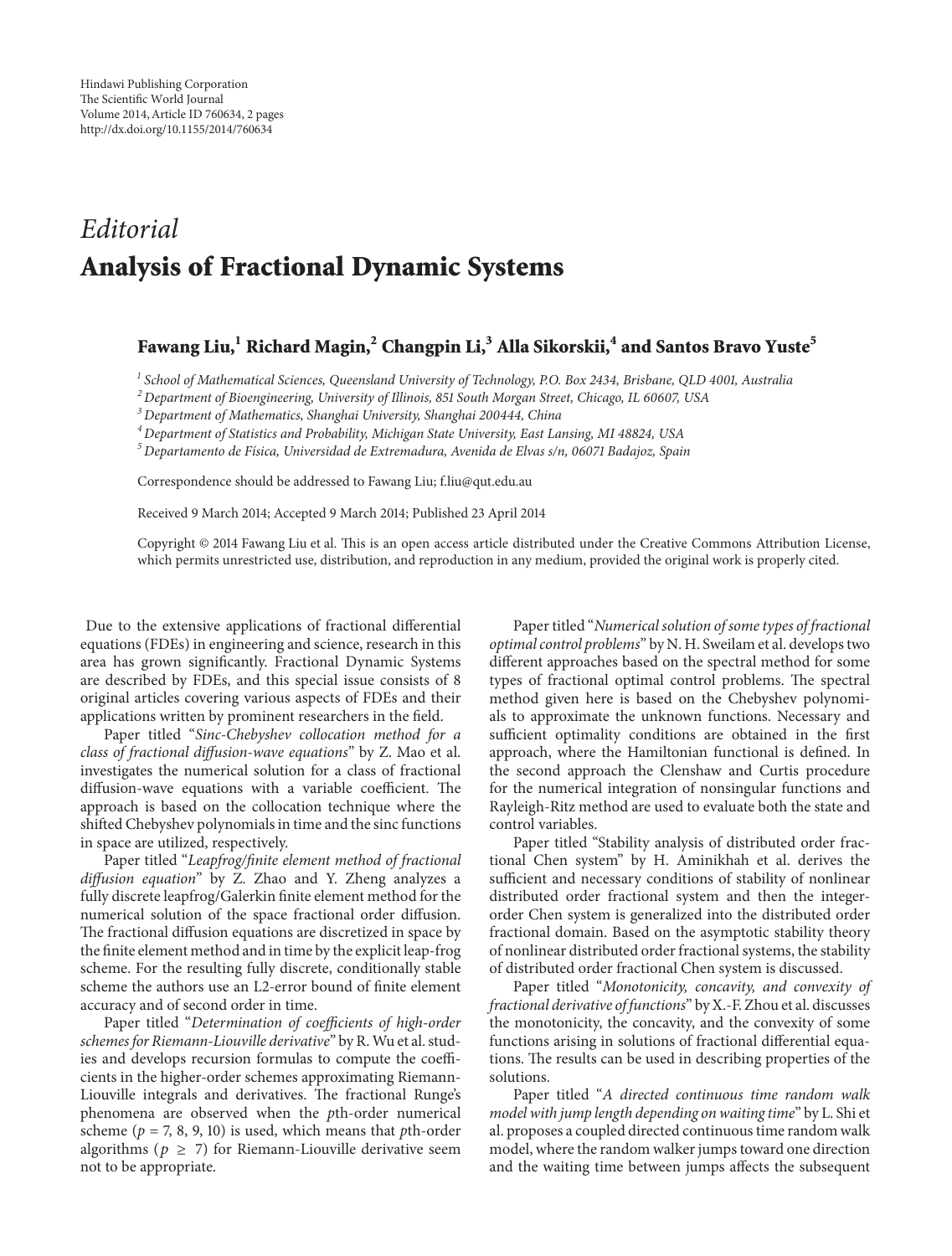# Editorial

# Analysis of Fractional Dynamic Systems

**Fawang Liu,[1] Richard Magin,[2] Changpin Li,[3] Alla Sikorskii,[4] and Santos Bravo Yuste[5]**

[1] *School of Mathematical Sciences, Queensland University of Technology, P.O. Box 2434, Brisbane, QLD 4001, Australia*
[2] *Department of Bioengineering, University of Illinois, 851 South Morgan Street, Chicago, IL 60607, USA*
[3] *Department of Mathematics, Shanghai University, Shanghai 200444, China*
[4] *Department of Statistics and Probability, Michigan State University, East Lansing, MI 48824, USA*
[5] *Departamento de Física, Universidad de Extremadura, Avenida de Elvas s/n, 06071 Badajoz, Spain*

Correspondence should be addressed to Fawang Liu; f.liu@qut.edu.au

Received 9 March 2014; Accepted 9 March 2014; Published 23 April 2014

Copyright © 2014 Fawang Liu et al. This is an open access article distributed under the Creative Commons Attribution License, which permits unrestricted use, distribution, and reproduction in any medium, provided the original work is properly cited.

Due to the extensive applications of fractional differential equations (FDEs) in engineering and science, research in this area has grown significantly. Fractional Dynamic Systems are described by FDEs, and this special issue consists of 8 original articles covering various aspects of FDEs and their applications written by prominent researchers in the field.

Paper titled "*Sinc-Chebyshev collocation method for a class of fractional diffusion-wave equations*" by Z. Mao et al. investigates the numerical solution for a class of fractional diffusion-wave equations with a variable coefficient. The approach is based on the collocation technique where the shifted Chebyshev polynomials in time and the sinc functions in space are utilized, respectively.

Paper titled "*Leapfrog/finite element method of fractional diffusion equation*" by Z. Zhao and Y. Zheng analyzes a fully discrete leapfrog/Galerkin finite element method for the numerical solution of the space fractional order diffusion. The fractional diffusion equations are discretized in space by the finite element method and in time by the explicit leap-frog scheme. For the resulting fully discrete, conditionally stable scheme the authors use an L2-error bound of finite element accuracy and of second order in time.

Paper titled "*Determination of coefficients of high-order schemes for Riemann-Liouville derivative*" by R. Wu et al. studies and develops recursion formulas to compute the coefficients in the higher-order schemes approximating Riemann-Liouville integrals and derivatives. The fractional Runge's phenomena are observed when the $p$th-order numerical scheme ($p = 7, 8, 9, 10$) is used, which means that $p$th-order algorithms ($p \geq 7$) for Riemann-Liouville derivative seem not to be appropriate.

Paper titled "*Numerical solution of some types of fractional optimal control problems*" by N. H. Sweilam et al. develops two different approaches based on the spectral method for some types of fractional optimal control problems. The spectral method given here is based on the Chebyshev polynomials to approximate the unknown functions. Necessary and sufficient optimality conditions are obtained in the first approach, where the Hamiltonian functional is defined. In the second approach the Clenshaw and Curtis procedure for the numerical integration of nonsingular functions and Rayleigh-Ritz method are used to evaluate both the state and control variables.

Paper titled "Stability analysis of distributed order fractional Chen system" by H. Aminikhah et al. derives the sufficient and necessary conditions of stability of nonlinear distributed order fractional system and then the integer-order Chen system is generalized into the distributed order fractional domain. Based on the asymptotic stability theory of nonlinear distributed order fractional systems, the stability of distributed order fractional Chen system is discussed.

Paper titled "*Monotonicity, concavity, and convexity of fractional derivative of functions*" by X.-F. Zhou et al. discusses the monotonicity, the concavity, and the convexity of some functions arising in solutions of fractional differential equations. The results can be used in describing properties of the solutions.

Paper titled "*A directed continuous time random walk model with jump length depending on waiting time*" by L. Shi et al. proposes a coupled directed continuous time random walk model, where the random walker jumps toward one direction and the waiting time between jumps affects the subsequent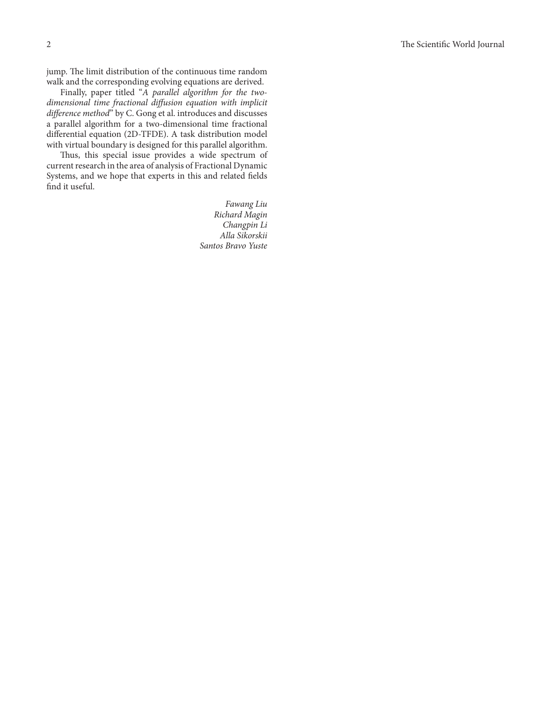jump. The limit distribution of the continuous time random walk and the corresponding evolving equations are derived.

Finally, paper titled "*A parallel algorithm for the two-dimensional time fractional diffusion equation with implicit difference method*" by C. Gong et al. introduces and discusses a parallel algorithm for a two-dimensional time fractional differential equation (2D-TFDE). A task distribution model with virtual boundary is designed for this parallel algorithm.

Thus, this special issue provides a wide spectrum of current research in the area of analysis of Fractional Dynamic Systems, and we hope that experts in this and related fields find it useful.

*Fawang Liu*
*Richard Magin*
*Changpin Li*
*Alla Sikorskii*
*Santos Bravo Yuste*